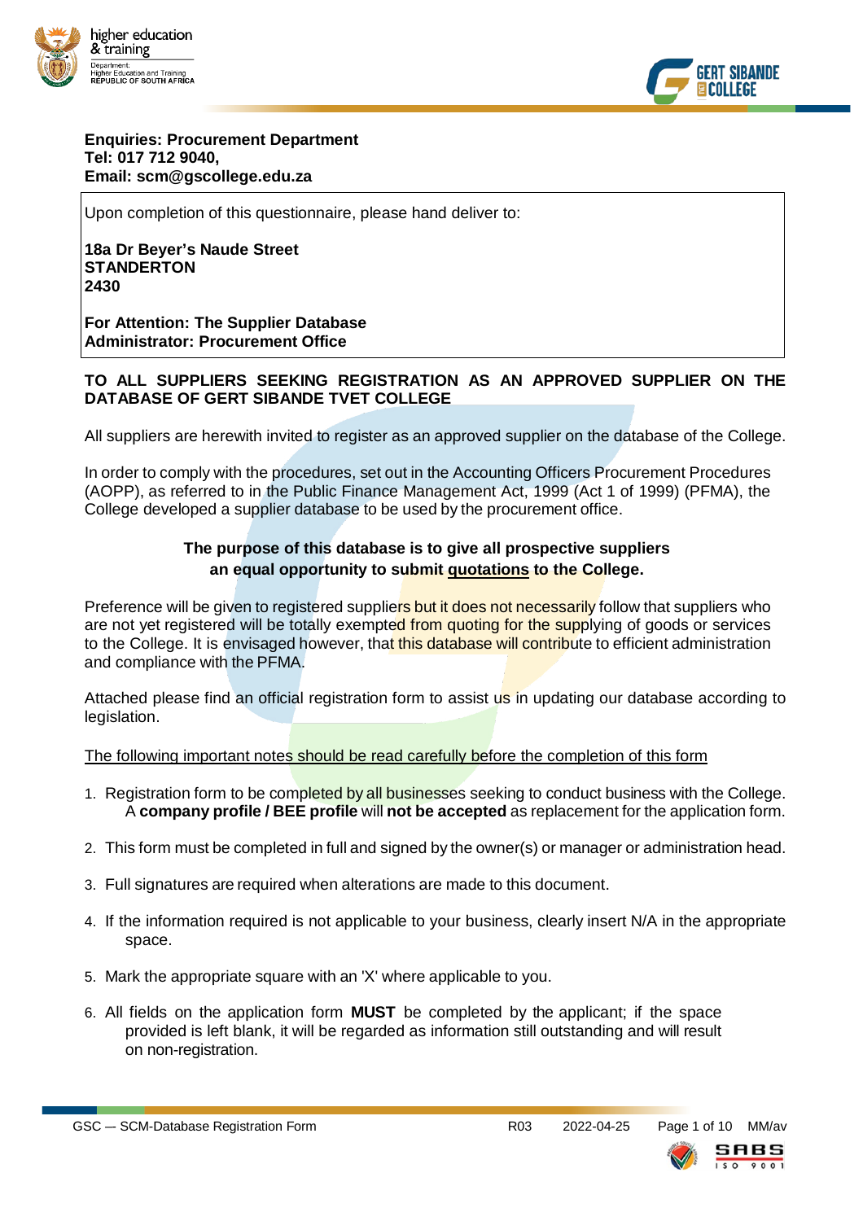**Enquiries: Procurement Department**
**Tel: 017 712 9040,**
**Email: scm@gscollege.edu.za**

Upon completion of this questionnaire, please hand deliver to:

**18a Dr Beyer's Naude Street**
**STANDERTON**
**2430**

**For Attention: The Supplier Database Administrator: Procurement Office**

**TO ALL SUPPLIERS SEEKING REGISTRATION AS AN APPROVED SUPPLIER ON THE DATABASE OF GERT SIBANDE TVET COLLEGE**

All suppliers are herewith invited to register as an approved supplier on the database of the College.

In order to comply with the procedures, set out in the Accounting Officers Procurement Procedures (AOPP), as referred to in the Public Finance Management Act, 1999 (Act 1 of 1999) (PFMA), the College developed a supplier database to be used by the procurement office.

**The purpose of this database is to give all prospective suppliers an equal opportunity to submit quotations to the College.**

Preference will be given to registered suppliers but it does not necessarily follow that suppliers who are not yet registered will be totally exempted from quoting for the supplying of goods or services to the College. It is envisaged however, that this database will contribute to efficient administration and compliance with the PFMA.

Attached please find an official registration form to assist us in updating our database according to legislation.

The following important notes should be read carefully before the completion of this form

1. Registration form to be completed by all businesses seeking to conduct business with the College. A **company profile / BEE profile** will **not be accepted** as replacement for the application form.
2. This form must be completed in full and signed by the owner(s) or manager or administration head.
3. Full signatures are required when alterations are made to this document.
4. If the information required is not applicable to your business, clearly insert N/A in the appropriate space.
5. Mark the appropriate square with an 'X' where applicable to you.
6. All fields on the application form **MUST** be completed by the applicant; if the space provided is left blank, it will be regarded as information still outstanding and will result on non-registration.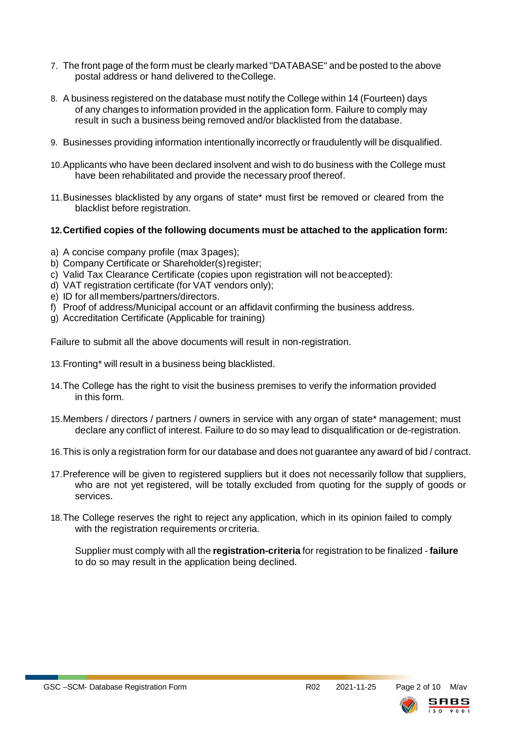7. The front page of the form must be clearly marked "DATABASE" and be posted to the above postal address or hand delivered to the College.

8. A business registered on the database must notify the College within 14 (Fourteen) days of any changes to information provided in the application form. Failure to comply may result in such a business being removed and/or blacklisted from the database.

9. Businesses providing information intentionally incorrectly or fraudulently will be disqualified.

10. Applicants who have been declared insolvent and wish to do business with the College must have been rehabilitated and provide the necessary proof thereof.

11. Businesses blacklisted by any organs of state* must first be removed or cleared from the blacklist before registration.

12. **Certified copies of the following documents must be attached to the application form:**

a) A concise company profile (max 3 pages);
b) Company Certificate or Shareholder(s) register;
c) Valid Tax Clearance Certificate (copies upon registration will not be accepted):
d) VAT registration certificate (for VAT vendors only);
e) ID for all members/partners/directors.
f) Proof of address/Municipal account or an affidavit confirming the business address.
g) Accreditation Certificate (Applicable for training)

Failure to submit all the above documents will result in non-registration.

13. Fronting* will result in a business being blacklisted.

14. The College has the right to visit the business premises to verify the information provided in this form.

15. Members / directors / partners / owners in service with any organ of state* management; must declare any conflict of interest. Failure to do so may lead to disqualification or de-registration.

16. This is only a registration form for our database and does not guarantee any award of bid / contract.

17. Preference will be given to registered suppliers but it does not necessarily follow that suppliers, who are not yet registered, will be totally excluded from quoting for the supply of goods or services.

18. The College reserves the right to reject any application, which in its opinion failed to comply with the registration requirements or criteria.

    Supplier must comply with all the **registration-criteria** for registration to be finalized - **failure** to do so may result in the application being declined.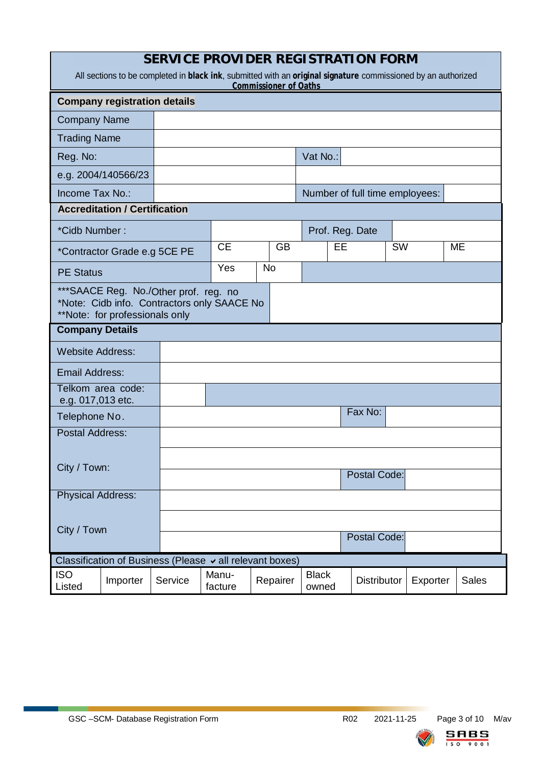# SERVICE PROVIDER REGISTRATION FORM

All sections to be completed in **black ink**, submitted with an **original signature** commissioned by an authorized ***Commissioner of Oaths***

## Company registration details

| | | | |
|---|---|---|---|
| Company Name | | | |
| Trading Name | | | |
| Reg. No: | | Vat No.: | |
| e.g. 2004/140566/23 | | | |
| Income Tax No.: | | Number of full time employees: | |

## Accreditation / Certification

| | | | | | |
|---|---|---|---|---|---|
| *Cidb Number : | | | Prof. Reg. Date | | |
| *Contractor Grade e.g 5CE PE | CE | GB | EE | SW | ME |
| PE Status | Yes | No | | | |
| ***SAACE Reg. No./Other prof. reg. no *Note: Cidb info. Contractors only SAACE No **Note: for professionals only | | | | | |

## Company Details

| | | | |
|---|---|---|---|
| Website Address: | | | |
| Email Address: | | | |
| Telkom area code: e.g. 017,013 etc. | | | |
| Telephone No. | | Fax No: | |
| Postal Address: | | | |
| City / Town: | | | |
| | | Postal Code: | |
| Physical Address: | | | |
| City / Town | | | |
| | | Postal Code: | |

## Classification of Business (Please ✓ all relevant boxes)

| ISO Listed | Importer | Service | Manu-facture | Repairer | Black owned | Distributor | Exporter | Sales |
|---|---|---|---|---|---|---|---|---|
| | | | | | | | | |

GSC –SCM- Database Registration Form R02 2021-11-25 M/av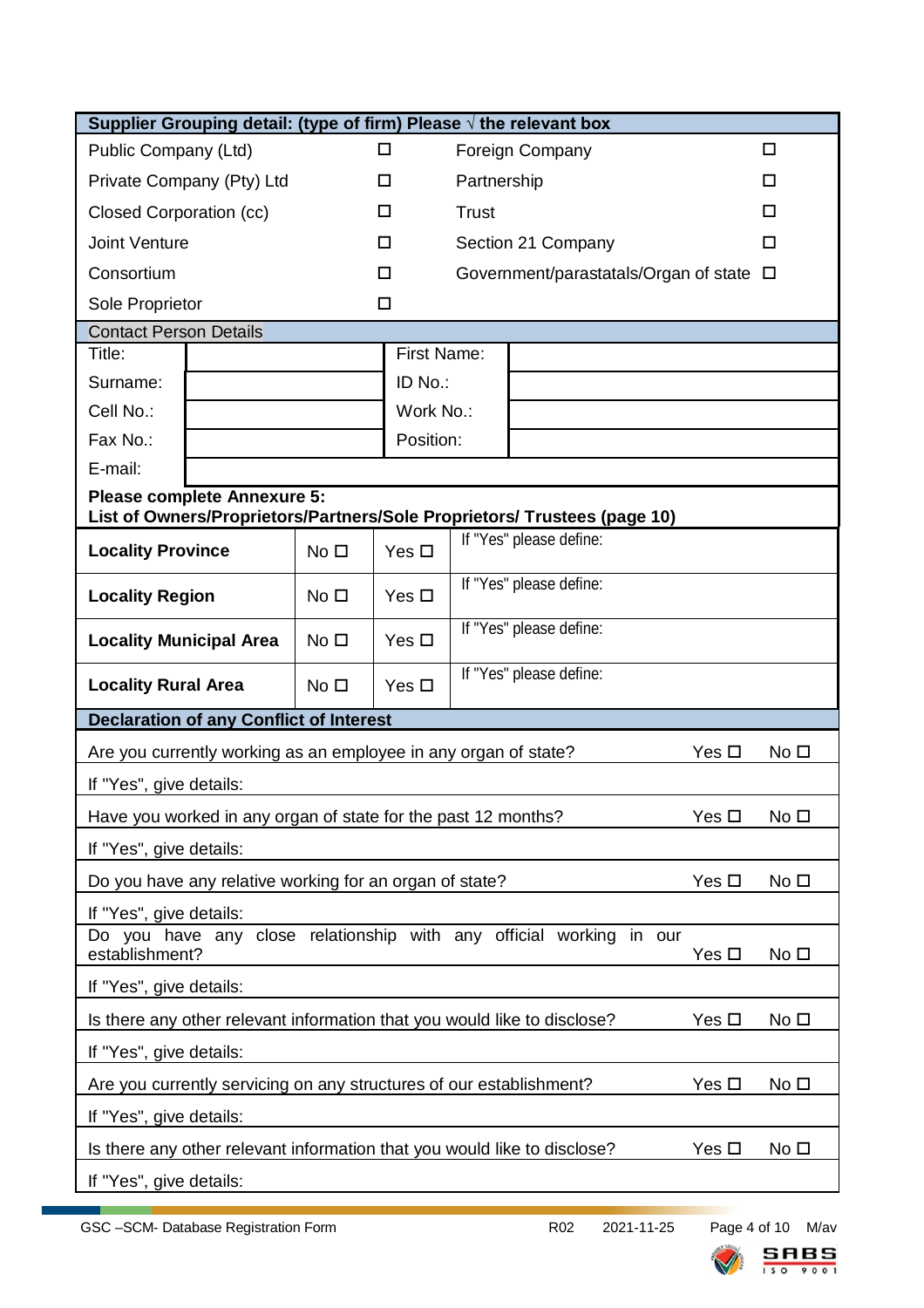| Supplier Grouping detail: (type of firm) Please √ the relevant box | | | |
|---|---|---|---|
| Public Company (Ltd) | ☐ | Foreign Company | ☐ |
| Private Company (Pty) Ltd | ☐ | Partnership | ☐ |
| Closed Corporation (cc) | ☐ | Trust | ☐ |
| Joint Venture | ☐ | Section 21 Company | ☐ |
| Consortium | ☐ | Government/parastatals/Organ of state | ☐ |
| Sole Proprietor | ☐ | | |

| Contact Person Details | | | |
|---|---|---|---|
| Title: | | First Name: | |
| Surname: | | ID No.: | |
| Cell No.: | | Work No.: | |
| Fax No.: | | Position: | |
| E-mail: | | | |

**Please complete Annexure 5:**
**List of Owners/Proprietors/Partners/Sole Proprietors/ Trustees (page 10)**

| | | | |
|---|---|---|---|
| **Locality Province** | No ☐ | Yes ☐ | If "Yes" please define: |
| **Locality Region** | No ☐ | Yes ☐ | If "Yes" please define: |
| **Locality Municipal Area** | No ☐ | Yes ☐ | If "Yes" please define: |
| **Locality Rural Area** | No ☐ | Yes ☐ | If "Yes" please define: |

| Declaration of any Conflict of Interest | | |
|---|---|---|
| Are you currently working as an employee in any organ of state? | Yes ☐ | No ☐ |
| If "Yes", give details: | | |
| Have you worked in any organ of state for the past 12 months? | Yes ☐ | No ☐ |
| If "Yes", give details: | | |
| Do you have any relative working for an organ of state? | Yes ☐ | No ☐ |
| If "Yes", give details: | | |
| Do you have any close relationship with any official working in our establishment? | Yes ☐ | No ☐ |
| If "Yes", give details: | | |
| Is there any other relevant information that you would like to disclose? | Yes ☐ | No ☐ |
| If "Yes", give details: | | |
| Are you currently servicing on any structures of our establishment? | Yes ☐ | No ☐ |
| If "Yes", give details: | | |
| Is there any other relevant information that you would like to disclose? | Yes ☐ | No ☐ |
| If "Yes", give details: | | |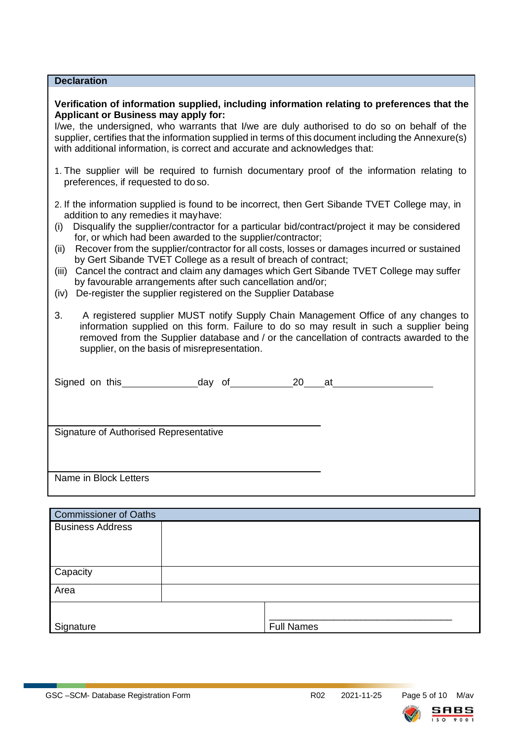## Declaration

**Verification of information supplied, including information relating to preferences that the Applicant or Business may apply for:**

I/we, the undersigned, who warrants that I/we are duly authorised to do so on behalf of the supplier, certifies that the information supplied in terms of this document including the Annexure(s) with additional information, is correct and accurate and acknowledges that:

1. The supplier will be required to furnish documentary proof of the information relating to preferences, if requested to do so.

2. If the information supplied is found to be incorrect, then Gert Sibande TVET College may, in addition to any remedies it may have:
   - (i) Disqualify the supplier/contractor for a particular bid/contract/project it may be considered for, or which had been awarded to the supplier/contractor;
   - (ii) Recover from the supplier/contractor for all costs, losses or damages incurred or sustained by Gert Sibande TVET College as a result of breach of contract;
   - (iii) Cancel the contract and claim any damages which Gert Sibande TVET College may suffer by favourable arrangements after such cancellation and/or;
   - (iv) De-register the supplier registered on the Supplier Database

3. A registered supplier MUST notify Supply Chain Management Office of any changes to information supplied on this form. Failure to do so may result in such a supplier being removed from the Supplier database and / or the cancellation of contracts awarded to the supplier, on the basis of misrepresentation.

Signed on this______________day of___________20____at__________________

______________________________________
Signature of Authorised Representative

______________________________________
Name in Block Letters

| Commissioner of Oaths | |
|---|---|
| Business Address | |
| Capacity | |
| Area | |
| Signature | Full Names |

GSC –SCM- Database Registration Form R02 2021-11-25 M/av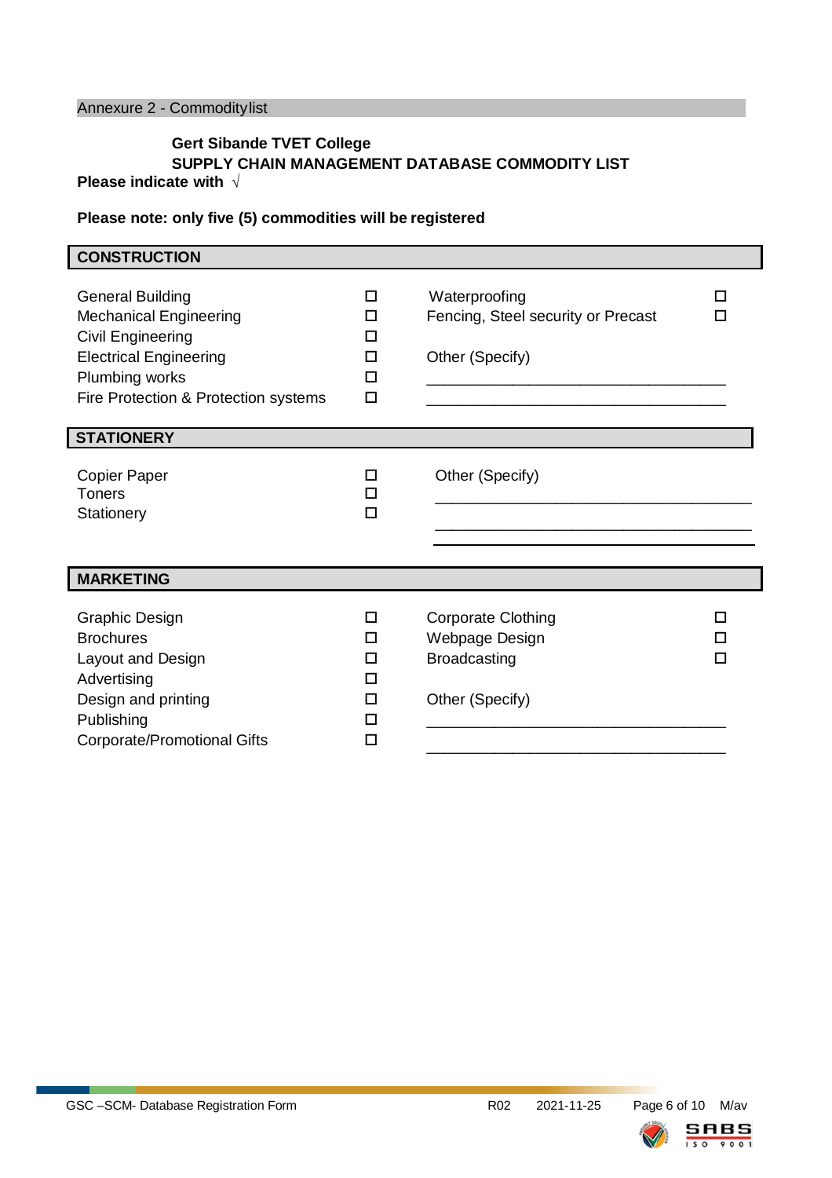Annexure 2 - Commodity list

**Gert Sibande TVET College**
**SUPPLY CHAIN MANAGEMENT DATABASE COMMODITY LIST**

**Please indicate with √**

**Please note: only five (5) commodities will be registered**

## CONSTRUCTION

| | | | |
|---|---|---|---|
| General Building | ☐ | Waterproofing | ☐ |
| Mechanical Engineering | ☐ | Fencing, Steel security or Precast | ☐ |
| Civil Engineering | ☐ | | |
| Electrical Engineering | ☐ | Other (Specify) | |
| Plumbing works | ☐ | ___________________________________ | |
| Fire Protection & Protection systems | ☐ | ___________________________________ | |

## STATIONERY

| | | | |
|---|---|---|---|
| Copier Paper | ☐ | Other (Specify) | |
| Toners | ☐ | ___________________________________ | |
| Stationery | ☐ | ___________________________________ | |

## MARKETING

| | | | |
|---|---|---|---|
| Graphic Design | ☐ | Corporate Clothing | ☐ |
| Brochures | ☐ | Webpage Design | ☐ |
| Layout and Design | ☐ | Broadcasting | ☐ |
| Advertising | ☐ | | |
| Design and printing | ☐ | Other (Specify) | |
| Publishing | ☐ | ___________________________________ | |
| Corporate/Promotional Gifts | ☐ | ___________________________________ | |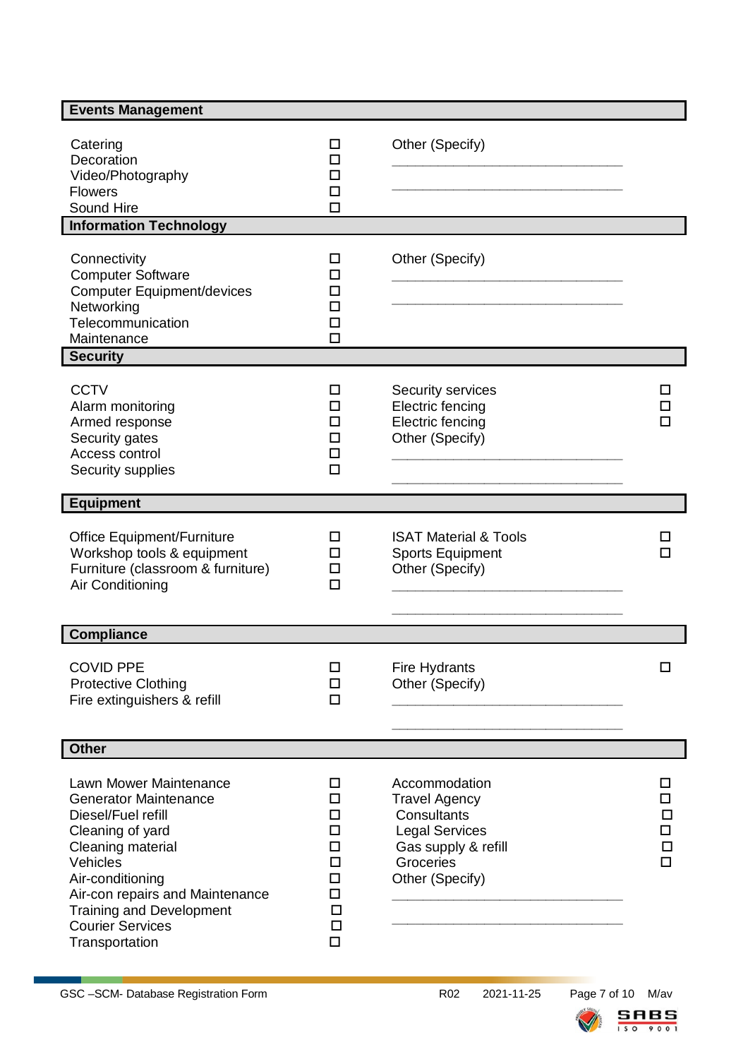## Events Management

| | | | |
|---|---|---|---|
| Catering | ☐ | Other (Specify) | |
| Decoration | ☐ | ___________________________ | |
| Video/Photography | ☐ | ___________________________ | |
| Flowers | ☐ | | |
| Sound Hire | ☐ | | |

## Information Technology

| | | | |
|---|---|---|---|
| Connectivity | ☐ | Other (Specify) | |
| Computer Software | ☐ | ___________________________ | |
| Computer Equipment/devices | ☐ | ___________________________ | |
| Networking | ☐ | | |
| Telecommunication | ☐ | | |
| Maintenance | ☐ | | |

## Security

| | | | |
|---|---|---|---|
| CCTV | ☐ | Security services | ☐ |
| Alarm monitoring | ☐ | Electric fencing | ☐ |
| Armed response | ☐ | Electric fencing | ☐ |
| Security gates | ☐ | Other (Specify) | |
| Access control | ☐ | ___________________________ | |
| Security supplies | ☐ | ___________________________ | |

## Equipment

| | | | |
|---|---|---|---|
| Office Equipment/Furniture | ☐ | ISAT Material & Tools | ☐ |
| Workshop tools & equipment | ☐ | Sports Equipment | ☐ |
| Furniture (classroom & furniture) | ☐ | Other (Specify) | |
| Air Conditioning | ☐ | ___________________________ | |
| | | ___________________________ | |

## Compliance

| | | | |
|---|---|---|---|
| COVID PPE | ☐ | Fire Hydrants | ☐ |
| Protective Clothing | ☐ | Other (Specify) | |
| Fire extinguishers & refill | ☐ | ___________________________ | |
| | | ___________________________ | |

## Other

| | | | |
|---|---|---|---|
| Lawn Mower Maintenance | ☐ | Accommodation | ☐ |
| Generator Maintenance | ☐ | Travel Agency | ☐ |
| Diesel/Fuel refill | ☐ | Consultants | ☐ |
| Cleaning of yard | ☐ | Legal Services | ☐ |
| Cleaning material | ☐ | Gas supply & refill | ☐ |
| Vehicles | ☐ | Groceries | ☐ |
| Air-conditioning | ☐ | Other (Specify) | |
| Air-con repairs and Maintenance | ☐ | ___________________________ | |
| Training and Development | ☐ | | |
| Courier Services | ☐ | ___________________________ | |
| Transportation | ☐ | | |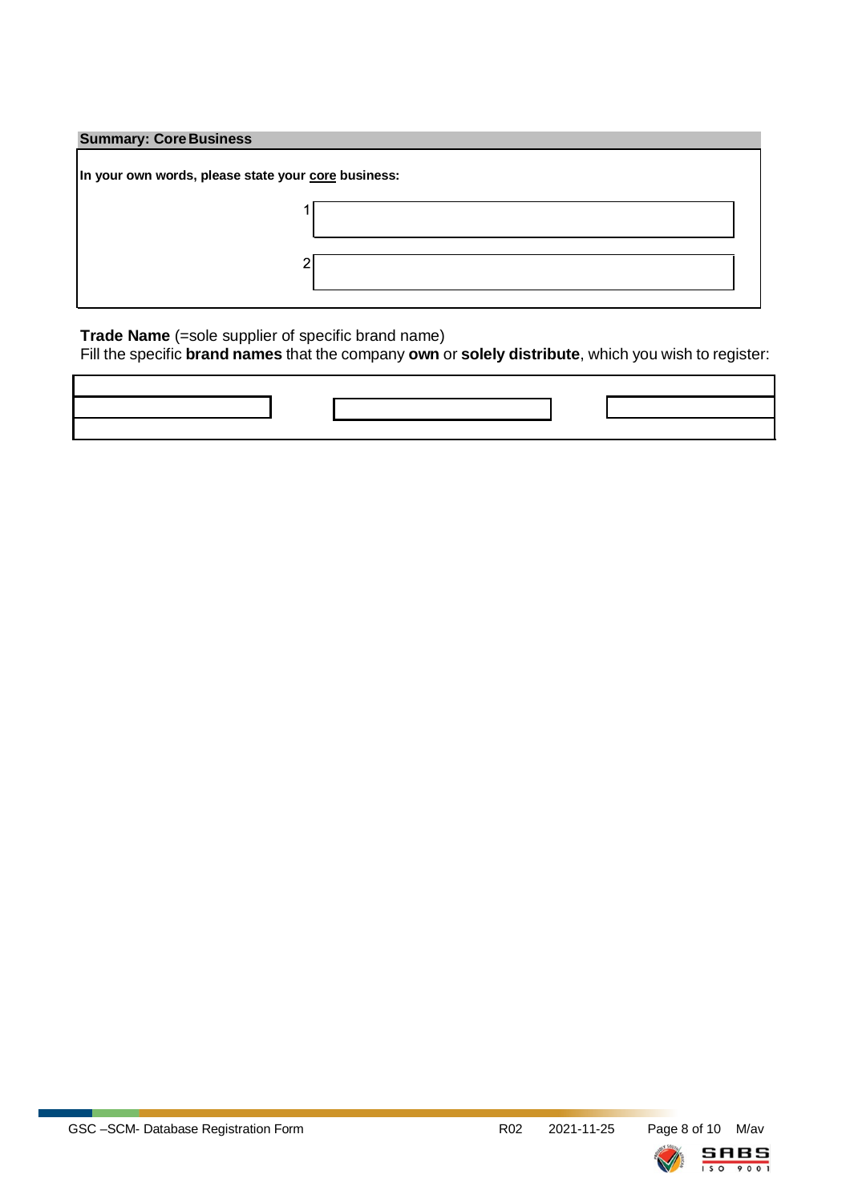## Summary: Core Business

**In your own words, please state your core business:**

| | |
|---|---|
| 1 | |
| 2 | |

**Trade Name** (=sole supplier of specific brand name)
Fill the specific **brand names** that the company **own** or **solely distribute**, which you wish to register:

| | | |
|---|---|---|
| | | |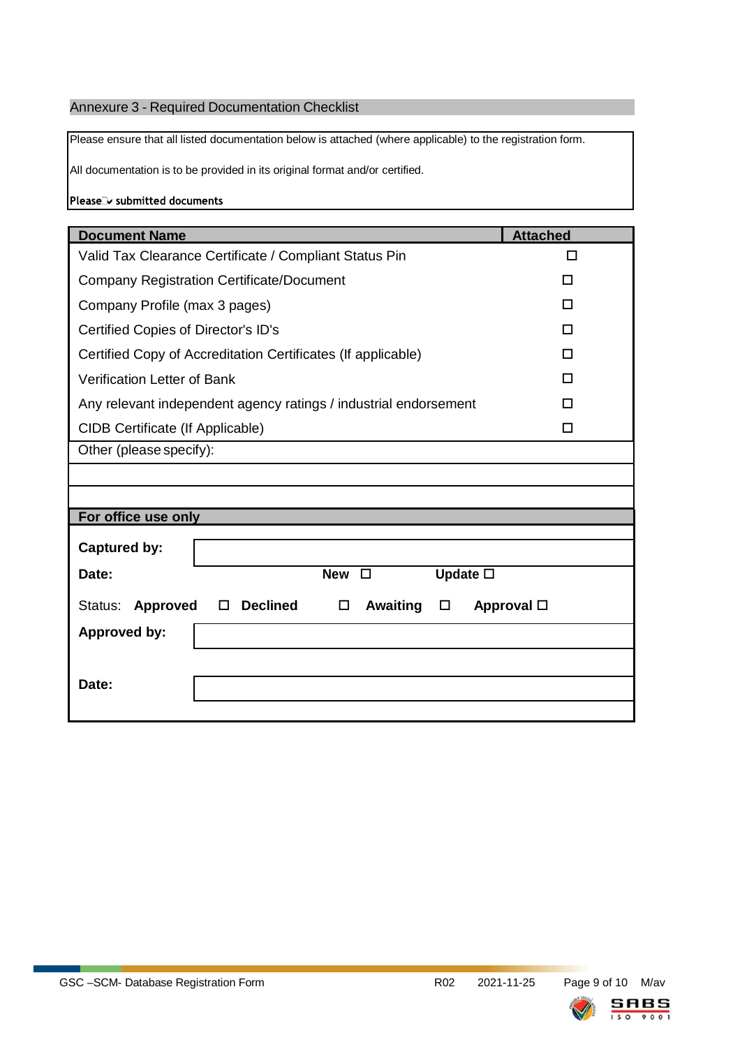## Annexure 3 - Required Documentation Checklist

Please ensure that all listed documentation below is attached (where applicable) to the registration form.

All documentation is to be provided in its original format and/or certified.

**Please ✓ submitted documents**

| Document Name | Attached |
|---|---|
| Valid Tax Clearance Certificate / Compliant Status Pin | ☐ |
| Company Registration Certificate/Document | ☐ |
| Company Profile (max 3 pages) | ☐ |
| Certified Copies of Director's ID's | ☐ |
| Certified Copy of Accreditation Certificates (If applicable) | ☐ |
| Verification Letter of Bank | ☐ |
| Any relevant independent agency ratings / industrial endorsement | ☐ |
| CIDB Certificate (If Applicable) | ☐ |
| Other (please specify): | |
| | |
| | |

**For office use only**

**Captured by:**

**Date:** **New** ☐ **Update** ☐

Status: **Approved** ☐ **Declined** ☐ **Awaiting** ☐ **Approval** ☐

**Approved by:**

**Date:**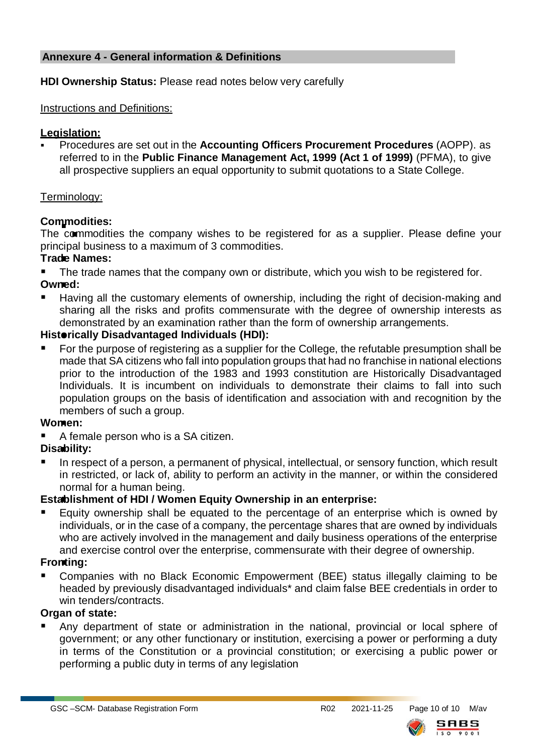## Annexure 4 - General information & Definitions

**HDI Ownership Status:** Please read notes below very carefully

Instructions and Definitions:

**Legislation:**

- Procedures are set out in the **Accounting Officers Procurement Procedures** (AOPP). as referred to in the **Public Finance Management Act, 1999 (Act 1 of 1999)** (PFMA), to give all prospective suppliers an equal opportunity to submit quotations to a State College.

Terminology:

**Commodities:**
The commodities the company wishes to be registered for as a supplier. Please define your principal business to a maximum of 3 commodities.

**Trade Names:**

- The trade names that the company own or distribute, which you wish to be registered for.

**Owned:**

- Having all the customary elements of ownership, including the right of decision-making and sharing all the risks and profits commensurate with the degree of ownership interests as demonstrated by an examination rather than the form of ownership arrangements.

**Historically Disadvantaged Individuals (HDI):**

- For the purpose of registering as a supplier for the College, the refutable presumption shall be made that SA citizens who fall into population groups that had no franchise in national elections prior to the introduction of the 1983 and 1993 constitution are Historically Disadvantaged Individuals. It is incumbent on individuals to demonstrate their claims to fall into such population groups on the basis of identification and association with and recognition by the members of such a group.

**Women:**

- A female person who is a SA citizen.

**Disability:**

- In respect of a person, a permanent of physical, intellectual, or sensory function, which result in restricted, or lack of, ability to perform an activity in the manner, or within the considered normal for a human being.

**Establishment of HDI / Women Equity Ownership in an enterprise:**

- Equity ownership shall be equated to the percentage of an enterprise which is owned by individuals, or in the case of a company, the percentage shares that are owned by individuals who are actively involved in the management and daily business operations of the enterprise and exercise control over the enterprise, commensurate with their degree of ownership.

**Fronting:**

- Companies with no Black Economic Empowerment (BEE) status illegally claiming to be headed by previously disadvantaged individuals* and claim false BEE credentials in order to win tenders/contracts.

**Organ of state:**

- Any department of state or administration in the national, provincial or local sphere of government; or any other functionary or institution, exercising a power or performing a duty in terms of the Constitution or a provincial constitution; or exercising a public power or performing a public duty in terms of any legislation